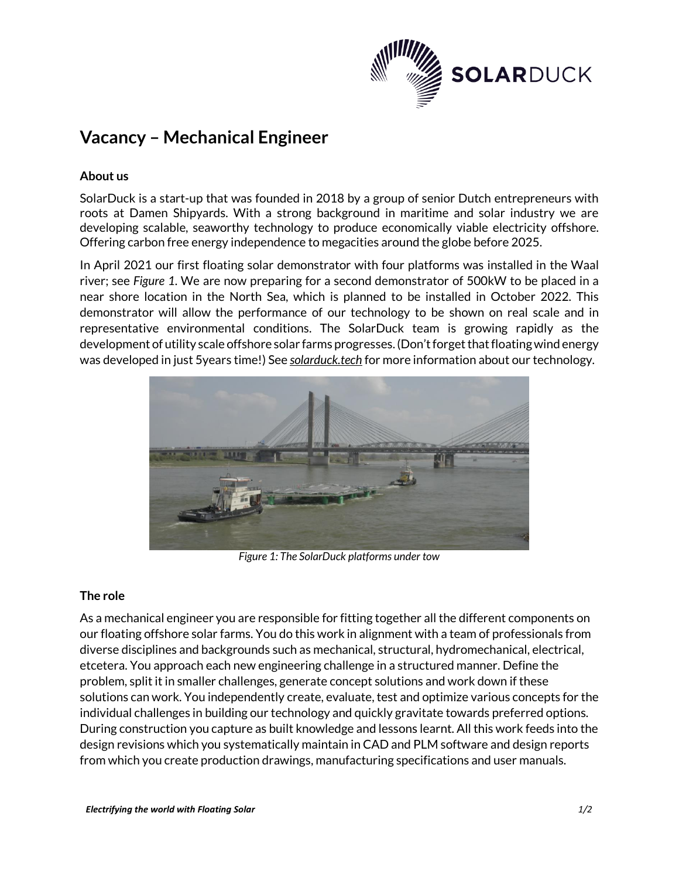# Vacancy – Mechanical Engineer

### About us

SolarDuck is a start-up that was founded in 2018 by a group of senior Dutch entrepreneurs with roots at Damen Shipyards. With a strong background in maritime and solar industry we are developing scalable, seaworthy technology to produce economically viable electricity offshore. Offering carbon free energy independence to megacities around the globe before 2025.

In April 2021 our first floating solar demonstrator with four platforms was installed in the Waal river; see *Figure 1*. We are now preparing for a second demonstrator of 500kW to be placed in a near shore location in the North Sea, which is planned to be installed in October 2022. This demonstrator will allow the performance of our technology to be shown on real scale and in representative environmental conditions. The SolarDuck team is growing rapidly as the development of utility scale offshore solar farms progresses. (Don't forget that floating wind energy was developed in just 5years time!) See ***solarduck.tech*** for more information about our technology.

*Figure 1: The SolarDuck platforms under tow*

### The role

As a mechanical engineer you are responsible for fitting together all the different components on our floating offshore solar farms. You do this work in alignment with a team of professionals from diverse disciplines and backgrounds such as mechanical, structural, hydromechanical, electrical, etcetera. You approach each new engineering challenge in a structured manner. Define the problem, split it in smaller challenges, generate concept solutions and work down if these solutions can work. You independently create, evaluate, test and optimize various concepts for the individual challenges in building our technology and quickly gravitate towards preferred options. During construction you capture as built knowledge and lessons learnt. All this work feeds into the design revisions which you systematically maintain in CAD and PLM software and design reports from which you create production drawings, manufacturing specifications and user manuals.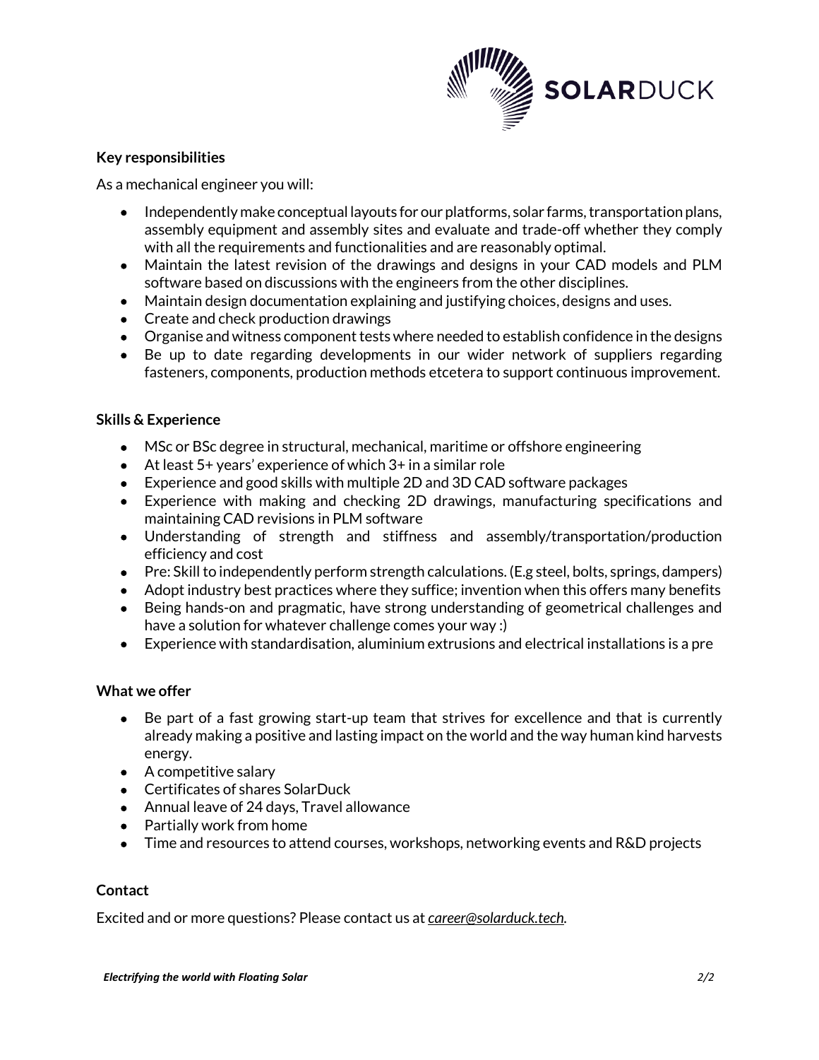**Key responsibilities**

As a mechanical engineer you will:

- Independently make conceptual layouts for our platforms, solar farms, transportation plans, assembly equipment and assembly sites and evaluate and trade-off whether they comply with all the requirements and functionalities and are reasonably optimal.
- Maintain the latest revision of the drawings and designs in your CAD models and PLM software based on discussions with the engineers from the other disciplines.
- Maintain design documentation explaining and justifying choices, designs and uses.
- Create and check production drawings
- Organise and witness component tests where needed to establish confidence in the designs
- Be up to date regarding developments in our wider network of suppliers regarding fasteners, components, production methods etcetera to support continuous improvement.

**Skills & Experience**

- MSc or BSc degree in structural, mechanical, maritime or offshore engineering
- At least 5+ years' experience of which 3+ in a similar role
- Experience and good skills with multiple 2D and 3D CAD software packages
- Experience with making and checking 2D drawings, manufacturing specifications and maintaining CAD revisions in PLM software
- Understanding of strength and stiffness and assembly/transportation/production efficiency and cost
- Pre: Skill to independently perform strength calculations. (E.g steel, bolts, springs, dampers)
- Adopt industry best practices where they suffice; invention when this offers many benefits
- Being hands-on and pragmatic, have strong understanding of geometrical challenges and have a solution for whatever challenge comes your way :)
- Experience with standardisation, aluminium extrusions and electrical installations is a pre

**What we offer**

- Be part of a fast growing start-up team that strives for excellence and that is currently already making a positive and lasting impact on the world and the way human kind harvests energy.
- A competitive salary
- Certificates of shares SolarDuck
- Annual leave of 24 days, Travel allowance
- Partially work from home
- Time and resources to attend courses, workshops, networking events and R&D projects

**Contact**

Excited and or more questions? Please contact us at *career@solarduck.tech*.